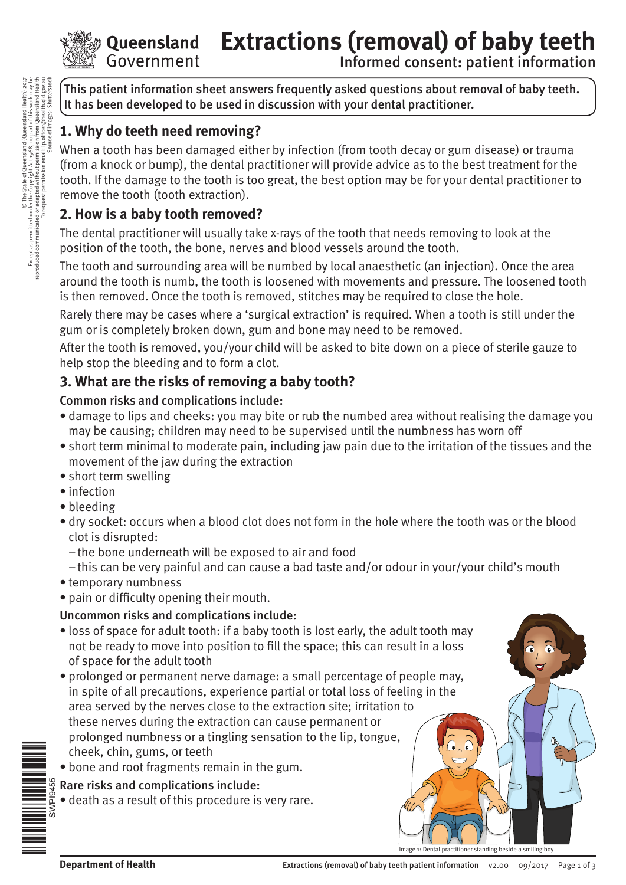# Extractions (removal) of baby teeth

Informed consent: patient information

This patient information sheet answers frequently asked questions about removal of baby teeth. It has been developed to be used in discussion with your dental practitioner.

## 1. Why do teeth need removing?

When a tooth has been damaged either by infection (from tooth decay or gum disease) or trauma (from a knock or bump), the dental practitioner will provide advice as to the best treatment for the tooth. If the damage to the tooth is too great, the best option may be for your dental practitioner to remove the tooth (tooth extraction).

## 2. How is a baby tooth removed?

The dental practitioner will usually take x-rays of the tooth that needs removing to look at the position of the tooth, the bone, nerves and blood vessels around the tooth.

The tooth and surrounding area will be numbed by local anaesthetic (an injection). Once the area around the tooth is numb, the tooth is loosened with movements and pressure. The loosened tooth is then removed. Once the tooth is removed, stitches may be required to close the hole.

Rarely there may be cases where a 'surgical extraction' is required. When a tooth is still under the gum or is completely broken down, gum and bone may need to be removed.

After the tooth is removed, you/your child will be asked to bite down on a piece of sterile gauze to help stop the bleeding and to form a clot.

## 3. What are the risks of removing a baby tooth?

### Common risks and complications include:

- damage to lips and cheeks: you may bite or rub the numbed area without realising the damage you may be causing; children may need to be supervised until the numbness has worn off
- short term minimal to moderate pain, including jaw pain due to the irritation of the tissues and the movement of the jaw during the extraction
- short term swelling
- infection
- bleeding
- dry socket: occurs when a blood clot does not form in the hole where the tooth was or the blood clot is disrupted:
  - the bone underneath will be exposed to air and food
  - this can be very painful and can cause a bad taste and/or odour in your/your child's mouth
- temporary numbness
- pain or difficulty opening their mouth.

### Uncommon risks and complications include:

- loss of space for adult tooth: if a baby tooth is lost early, the adult tooth may not be ready to move into position to fill the space; this can result in a loss of space for the adult tooth
- prolonged or permanent nerve damage: a small percentage of people may, in spite of all precautions, experience partial or total loss of feeling in the area served by the nerves close to the extraction site; irritation to these nerves during the extraction can cause permanent or prolonged numbness or a tingling sensation to the lip, tongue, cheek, chin, gums, or teeth
- bone and root fragments remain in the gum.

### Rare risks and complications include:

- death as a result of this procedure is very rare.

Image 1: Dental practitioner standing beside a smiling boy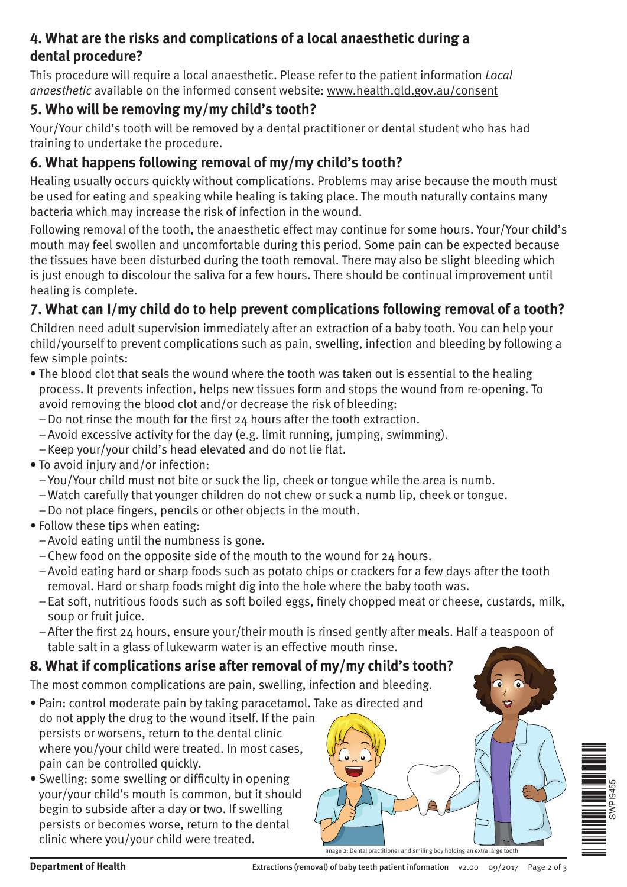## 4. What are the risks and complications of a local anaesthetic during a dental procedure?

This procedure will require a local anaesthetic. Please refer to the patient information *Local anaesthetic* available on the informed consent website: www.health.qld.gov.au/consent

## 5. Who will be removing my/my child's tooth?

Your/Your child's tooth will be removed by a dental practitioner or dental student who has had training to undertake the procedure.

## 6. What happens following removal of my/my child's tooth?

Healing usually occurs quickly without complications. Problems may arise because the mouth must be used for eating and speaking while healing is taking place. The mouth naturally contains many bacteria which may increase the risk of infection in the wound.

Following removal of the tooth, the anaesthetic effect may continue for some hours. Your/Your child's mouth may feel swollen and uncomfortable during this period. Some pain can be expected because the tissues have been disturbed during the tooth removal. There may also be slight bleeding which is just enough to discolour the saliva for a few hours. There should be continual improvement until healing is complete.

## 7. What can I/my child do to help prevent complications following removal of a tooth?

Children need adult supervision immediately after an extraction of a baby tooth. You can help your child/yourself to prevent complications such as pain, swelling, infection and bleeding by following a few simple points:

- The blood clot that seals the wound where the tooth was taken out is essential to the healing process. It prevents infection, helps new tissues form and stops the wound from re-opening. To avoid removing the blood clot and/or decrease the risk of bleeding:
  - Do not rinse the mouth for the first 24 hours after the tooth extraction.
  - Avoid excessive activity for the day (e.g. limit running, jumping, swimming).
  - Keep your/your child's head elevated and do not lie flat.
- To avoid injury and/or infection:
  - You/Your child must not bite or suck the lip, cheek or tongue while the area is numb.
  - Watch carefully that younger children do not chew or suck a numb lip, cheek or tongue.
  - Do not place fingers, pencils or other objects in the mouth.
- Follow these tips when eating:
  - Avoid eating until the numbness is gone.
  - Chew food on the opposite side of the mouth to the wound for 24 hours.
  - Avoid eating hard or sharp foods such as potato chips or crackers for a few days after the tooth removal. Hard or sharp foods might dig into the hole where the baby tooth was.
  - Eat soft, nutritious foods such as soft boiled eggs, finely chopped meat or cheese, custards, milk, soup or fruit juice.
  - After the first 24 hours, ensure your/their mouth is rinsed gently after meals. Half a teaspoon of table salt in a glass of lukewarm water is an effective mouth rinse.

## 8. What if complications arise after removal of my/my child's tooth?

The most common complications are pain, swelling, infection and bleeding.

- Pain: control moderate pain by taking paracetamol. Take as directed and do not apply the drug to the wound itself. If the pain persists or worsens, return to the dental clinic where you/your child were treated. In most cases, pain can be controlled quickly.
- Swelling: some swelling or difficulty in opening your/your child's mouth is common, but it should begin to subside after a day or two. If swelling persists or becomes worse, return to the dental clinic where you/your child were treated.

Image 2: Dental practitioner and smiling boy holding an extra large tooth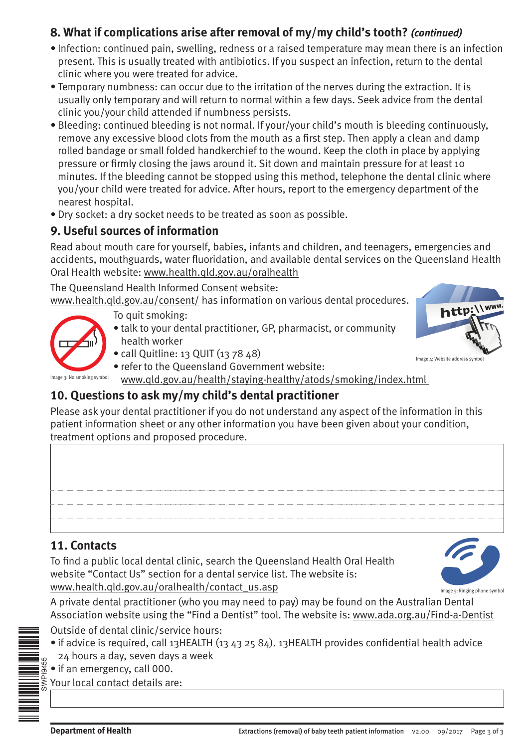## 8. What if complications arise after removal of my/my child's tooth? *(continued)*

- Infection: continued pain, swelling, redness or a raised temperature may mean there is an infection present. This is usually treated with antibiotics. If you suspect an infection, return to the dental clinic where you were treated for advice.
- Temporary numbness: can occur due to the irritation of the nerves during the extraction. It is usually only temporary and will return to normal within a few days. Seek advice from the dental clinic you/your child attended if numbness persists.
- Bleeding: continued bleeding is not normal. If your/your child's mouth is bleeding continuously, remove any excessive blood clots from the mouth as a first step. Then apply a clean and damp rolled bandage or small folded handkerchief to the wound. Keep the cloth in place by applying pressure or firmly closing the jaws around it. Sit down and maintain pressure for at least 10 minutes. If the bleeding cannot be stopped using this method, telephone the dental clinic where you/your child were treated for advice. After hours, report to the emergency department of the nearest hospital.
- Dry socket: a dry socket needs to be treated as soon as possible.

## 9. Useful sources of information

Read about mouth care for yourself, babies, infants and children, and teenagers, emergencies and accidents, mouthguards, water fluoridation, and available dental services on the Queensland Health Oral Health website: www.health.qld.gov.au/oralhealth

The Queensland Health Informed Consent website: www.health.qld.gov.au/consent/ has information on various dental procedures.

Image 4: Website address symbol

Image 3: No smoking symbol

To quit smoking:

- talk to your dental practitioner, GP, pharmacist, or community health worker
- call Quitline: 13 QUIT (13 78 48)
- refer to the Queensland Government website: www.qld.gov.au/health/staying-healthy/atods/smoking/index.html

## 10. Questions to ask my/my child's dental practitioner

Please ask your dental practitioner if you do not understand any aspect of the information in this patient information sheet or any other information you have been given about your condition, treatment options and proposed procedure.

## 11. Contacts

Image 5: Ringing phone symbol

To find a public local dental clinic, search the Queensland Health Oral Health website "Contact Us" section for a dental service list. The website is: www.health.qld.gov.au/oralhealth/contact_us.asp

A private dental practitioner (who you may need to pay) may be found on the Australian Dental Association website using the "Find a Dentist" tool. The website is: www.ada.org.au/Find-a-Dentist

Outside of dental clinic/service hours:

- if advice is required, call 13HEALTH (13 43 25 84). 13HEALTH provides confidential health advice 24 hours a day, seven days a week
- if an emergency, call 000.

Your local contact details are: